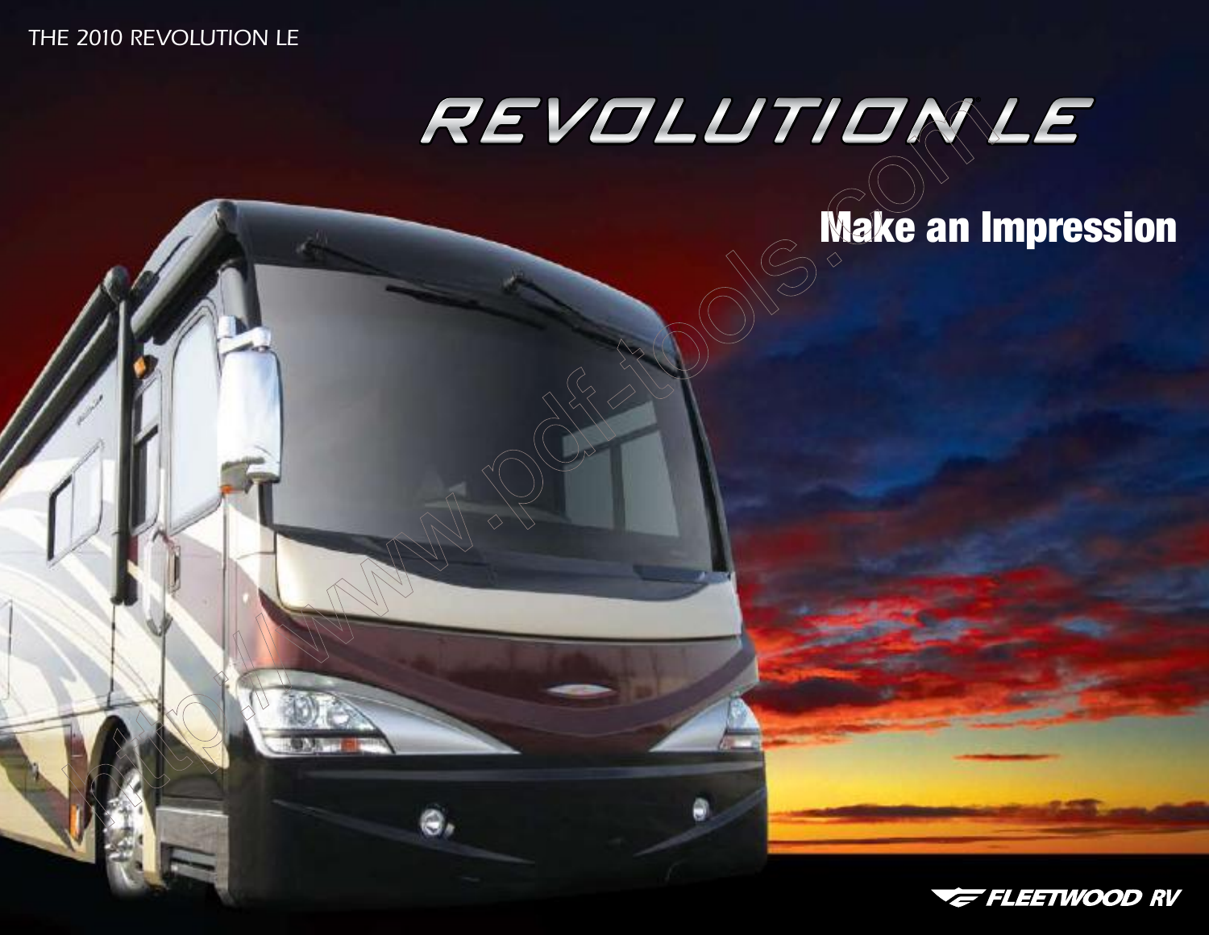THE 2010 REVOLUTION LE

# REVOLUTION LE

## Make an Impression

FLEETWOOD RV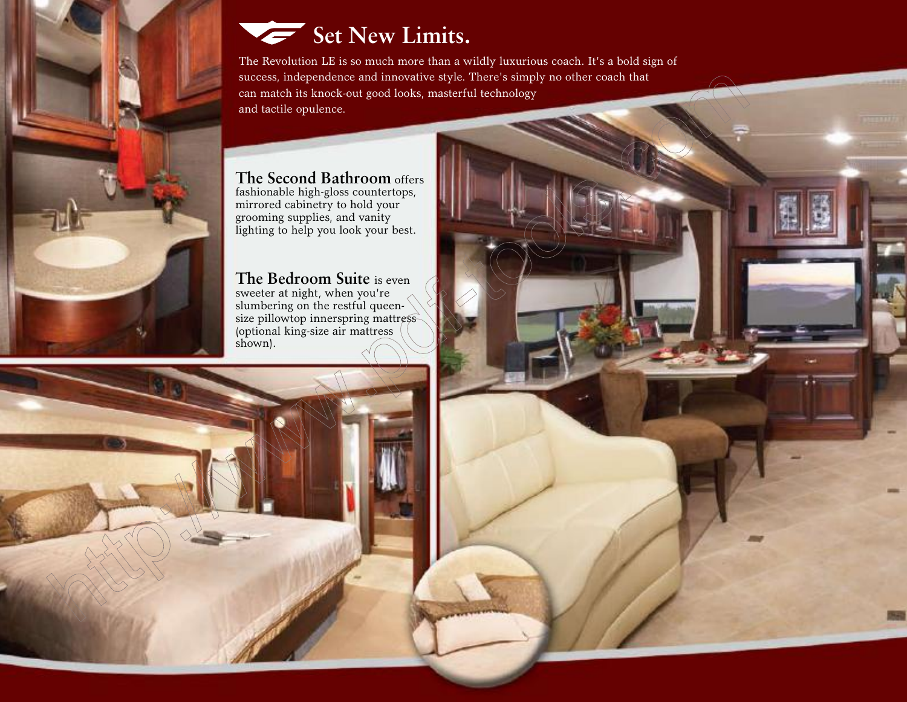# Set New Limits.

The Revolution LE is so much more than a wildly luxurious coach. It's a bold sign of success, independence and innovative style. There's simply no other coach that can match its knock-out good looks, masterful technology and tactile opulence.

**The Second Bathroom** offers fashionable high-gloss countertops, mirrored cabinetry to hold your grooming supplies, and vanity lighting to help you look your best.

**The Bedroom Suite** is even sweeter at night, when you're slumbering on the restful queen-size pillowtop innerspring mattress (optional king-size air mattress shown).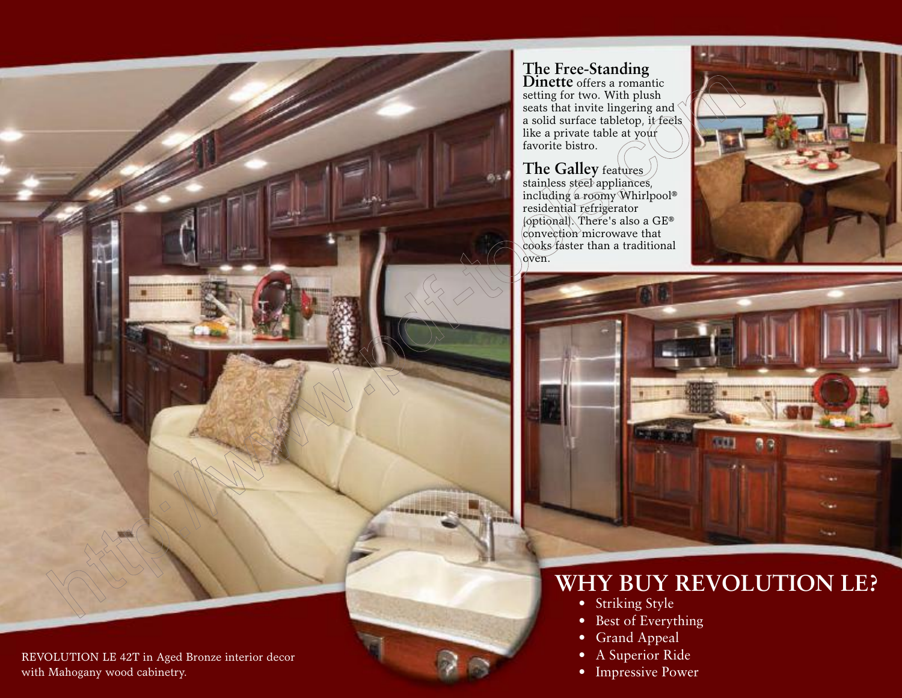**The Free-Standing Dinette** offers a romantic setting for two. With plush seats that invite lingering and a solid surface tabletop, it feels like a private table at your favorite bistro.

**The Galley** features stainless steel appliances, including a roomy Whirlpool® residential refrigerator (optional). There's also a GE® convection microwave that cooks faster than a traditional oven.

REVOLUTION LE 42T in Aged Bronze interior decor with Mahogany wood cabinetry.

## WHY BUY REVOLUTION LE?

- Striking Style
- Best of Everything
- Grand Appeal
- A Superior Ride
- Impressive Power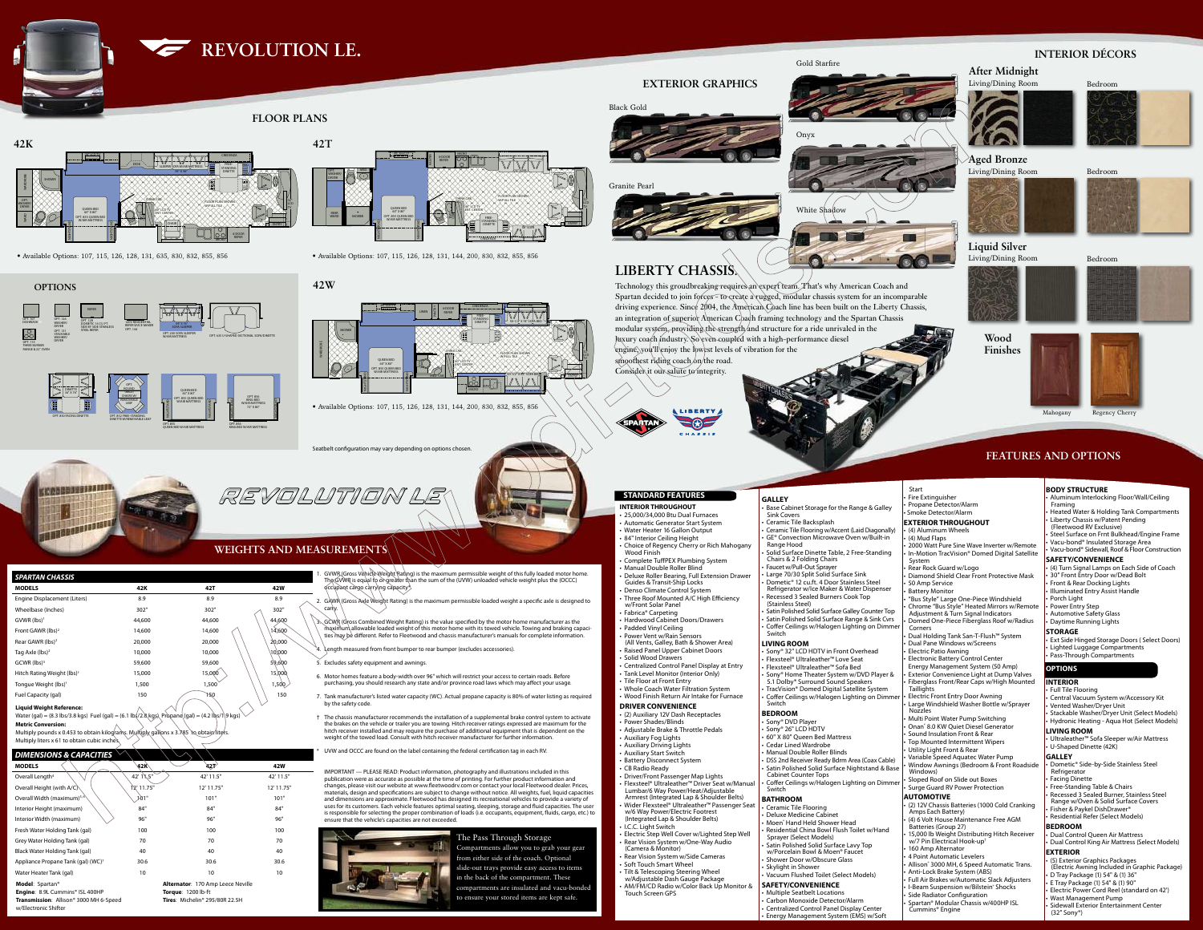# REVOLUTION LE.

## FLOOR PLANS

### 42K

• Available Options: 107, 115, 126, 128, 131, 635, 830, 832, 855, 856

### 42T

• Available Options: 107, 115, 126, 128, 131, 144, 200, 830, 832, 855, 856

### 42W

• Available Options: 107, 115, 126, 128, 131, 144, 200, 830, 832, 855, 856

Seatbelt configuration may vary depending on options chosen.

## OPTIONS

## EXTERIOR GRAPHICS

Black Gold

Gold Starfire

Onyx

Granite Pearl

White Shadow

## LIBERTY CHASSIS.

Technology this groundbreaking requires an expert team. That's why American Coach and Spartan decided to join forces – to create a rugged, modular chassis system for an incomparable driving experience. Since 2004, the American Coach line has been built on the Liberty Chassis, an integration of superior American Coach framing technology and the Spartan Chassis modular system, providing the strength and structure for a ride unrivaled in the luxury coach industry. So even coupled with a high-performance diesel engine, you'll enjoy the lowest levels of vibration for the smoothest riding coach on the road. Consider it our salute to integrity.

## INTERIOR DÉCORS

### After Midnight

Living/Dining Room — Bedroom

### Aged Bronze

Living/Dining Room — Bedroom

### Liquid Silver

Living/Dining Room — Bedroom

### Wood Finishes

Mahogany — Regency Cherry

## WEIGHTS AND MEASUREMENTS

| SPARTAN CHASSIS | | | |
|---|---|---|---|
| MODELS | 42K | 42T | 42W |
| Engine Displacement (Liters) | 8.9 | 8.9 | 8.9 |
| Wheelbase (Inches) | 302" | 302" | 302" |
| GVWR (lbs)[1] | 44,600 | 44,600 | 44,600 |
| Front GAWR (lbs)[2] | 14,600 | 14,600 | 14,600 |
| Rear GAWR (lbs)[2] | 20,000 | 20,000 | 20,000 |
| Tag Axle (lbs)[2] | 10,000 | 10,000 | 10,000 |
| GCWR (lbs)[3] | 59,600 | 59,600 | 59,600 |
| Hitch Rating Weight (lbs)[†] | 15,000 | 15,000 | 15,000 |
| Tongue Weight (lbs)[†] | 1,500 | 1,500 | 1,500 |
| Fuel Capacity (gal) | 150 | 150 | 150 |

**Liquid Weight Reference:**
Water (gal) = (8.3 lbs/3.8 kgs) Fuel (gal) = (6.1 lbs/2.8 kgs) Propane (gal) = (4.2 lbs/1.9 kgs)

**Metric Conversion:**
Multiply pounds x 0.453 to obtain kilograms. Multiply gallons x 3.785 to obtain liters.
Multiply liters x 61 to obtain cubic inches.

| DIMENSIONS & CAPACITIES | | | |
|---|---|---|---|
| MODELS | 42K | 42T | 42W |
| Overall Length[4] | 42' 11.5" | 42' 11.5" | 42' 11.5" |
| Overall Height (with A/C)[5] | 12' 11.75" | 12' 11.75" | 12' 11.75" |
| Overall Width (maximum)[5,6] | 101" | 101" | 101" |
| Interior Height (maximum) | 84" | 84" | 84" |
| Interior Width (maximum) | 96" | 96" | 96" |
| Fresh Water Holding Tank (gal) | 100 | 100 | 100 |
| Grey Water Holding Tank (gal) | 70 | 70 | 70 |
| Black Water Holding Tank (gal) | 40 | 40 | 40 |
| Appliance Propane Tank (gal) (WC)[7] | 30.6 | 30.6 | 30.6 |
| Water Heater Tank (gal) | 10 | 10 | 10 |

**Model**: Spartan®
**Engine**: 8.9L Cummins® ISL 400HP
**Transmission**: Allison® 3000 MH 6-Speed w/Electronic Shifter
**Alternator**: 170 Amp Leece Neville
**Torque**: 1200 lb-ft
**Tires**: Michelin® 295/80R 22.5H

1. GVWR (Gross Vehicle Weight Rating) is the maximum permissible weight of this fully loaded motor home. The GVWR is equal to or greater than the sum of the (UVW) unloaded vehicle weight plus the (OCCC) occupant cargo carrying capacity*.
2. GAWR (Gross Axle Weight Rating) is the maximum permissible loaded weight a specific axle is designed to carry.
3. GCWR (Gross Combined Weight Rating) is the value specified by the motor home manufacturer as the maximum allowable loaded weight of this motor home with its towed vehicle. Towing and braking capacities may be different. Refer to Fleetwood and chassis manufacturer's manuals for complete information.
4. Length measured from front bumper to rear bumper (excludes accessories).
5. Excludes safety equipment and awnings.
6. Motor homes feature a body-width over 96" which will restrict your access to certain roads. Before purchasing, you should research any state and/or province road laws which may affect your usage.
7. Tank manufacturer's listed water capacity (WC). Actual propane capacity is 80% of water listing as required by the safety code.

† The chassis manufacturer recommends the installation of a supplemental brake control system to activate the brakes on the vehicle or trailer you are towing. Hitch receiver ratings expressed are maximum for the hitch receiver installed and may require the purchase of additional equipment that is dependent on the weight of the towed load. Consult with hitch receiver manufacturer for further information.

\* UVW and OCCC are found on the label containing the federal certification tag in each RV.

IMPORTANT — PLEASE READ: Product information, photography and illustrations included in this publication were as accurate as possible at the time of printing. For further product information and changes, please visit our website at www.fleetwoodrv.com or contact your local Fleetwood dealer. Prices, materials, design and specifications are subject to change without notice. All weights, fuel, liquid capacities and dimensions are approximate. Fleetwood has designed its recreational vehicles to provide a variety of uses for its customers. Each vehicle features optimal seating, sleeping, storage and fluid capacities. The user is responsible for selecting the proper combination of loads (i.e. occupants, equipment, fluids, cargo, etc.) to ensure that the vehicle's capacities are not exceeded.

### The Pass Through Storage

Compartments allow you to grab your gear from either side of the coach. Optional slide-out trays provide easy access to items in the back of the compartment. These compartments are insulated and vacu-bonded to ensure your stored items are kept safe.

## FEATURES AND OPTIONS

### STANDARD FEATURES

**INTERIOR THROUGHOUT**
- 25,000/34,000 Btu Dual Furnaces
- Automatic Generator Start System
- Water Heater 16 Gallon Output
- 84" Interior Ceiling Height
- Choice of Regency Cherry or Rich Mahogany Wood Finish
- Complete TuffPEX Plumbing System
- Manual Double Roller Blind
- Deluxe Roller Bearing, Full Extension Drawer Guides & Transit-Ship Locks
- Denso Climate Control System
- Three Roof Mounted A/C High Efficiency w/Front Solar Panel
- Fabrica® Carpeting
- Hardwood Cabinet Doors/Drawers
- Padded Vinyl Ceiling
- Power Vent w/Rain Sensors (All Vents, Galley, Bath & Shower Area)
- Raised Panel Upper Cabinet Doors
- Solid Wood Drawers
- Centralized Control Panel Display at Entry
- Tank Level Monitor (Interior Only)
- Tile Floor at Front Entry
- Whole Coach Water Filtration System
- Wood Finish Return Air Intake for Furnace

**DRIVER CONVENIENCE**
- (2) Auxiliary 12V Dash Receptacles
- Power Shades/Blinds
- Adjustable Brake & Throttle Pedals
- Auxiliary Fog Lights
- Auxiliary Driving Lights
- Auxiliary Start Switch
- Battery Disconnect System
- CB Radio Ready
- Driver/Front Passenger Map Lights
- Flexsteel® Ultraleather™ Driver Seat w/Manual Lumbar/6 Way Power/Heat/Adjustable Armrest (Integrated Lap & Shoulder Belts)
- Wider Flexsteel® Ultraleather™ Passenger Seat w/6 Way Power/Electric Footrest (Integrated Lap & Shoulder Belts)
- I.C.C. Light Switch
- Electric Step Well Cover w/Lighted Step Well
- Rear Vision System w/One-Way Audio (Camera & Monitor)
- Rear Vision System w/Side Cameras
- Soft Touch Smart Wheel
- Tilt & Telescoping Steering Wheel w/Adjustable Dash Gauge Package
- AM/FM/CD Radio w/Color Back Up Monitor & Touch Screen GPS

**GALLEY**
- Base Cabinet Storage for the Range & Galley Sink Covers
- Ceramic Tile Backsplash
- Ceramic Tile Flooring w/Accent (Laid Diagonally)
- GE® Convection Microwave Oven w/Built-in Range Hood
- Solid Surface Dinette Table, 2 Free-Standing Chairs & 2 Folding Chairs
- Faucet w/Pull-Out Sprayer
- Large 70/30 Split Solid Surface Sink
- Dometic® 12 cu.ft. 4 Door Stainless Steel Refrigerator w/Ice Maker & Water Dispenser
- Recessed 3 Sealed Burners Cook Top (Stainless Steel)
- Satin Polished Solid Surface Galley Counter Top
- Satin Polished Solid Surface Range & Sink Cvrs
- Coffer Ceilings w/Halogen Lighting on Dimmer Switch

**LIVING ROOM**
- Sony® 32" LCD HDTV in Front Overhead
- Flexsteel® Ultraleather™ Love Seat
- Flexsteel® Ultraleather™ Sofa Bed
- Sony® Home Theater System w/DVD Player & 5.1 Dolby® Surround Sound Speakers
- TracVision® Domed Digital Satellite System
- Coffer Ceilings w/Halogen Lighting on Dimmer Switch

**BEDROOM**
- Sony® DVD Player
- Sony® 26" LCD HDTV
- 60" X 80" Queen Bed Mattress
- Cedar Lined Wardrobe
- Manual Double Roller Blinds
- DSS 2nd Receiver Ready Bdrm Area (Coax Cable)
- Satin Polished Solid Surface Nightstand & Base Cabinet Counter Tops
- Coffer Ceilings w/Halogen Lighting on Dimmer Switch

**BATHROOM**
- Ceramic Tile Flooring
- Deluxe Medicine Cabinet
- Moen® Hand Held Shower Head
- Residential China Bowl Flush Toilet w/Hand Sprayer (Select Models)
- Satin Polished Solid Surface Lavy Top w/Porcelain Bowl & Moen® Faucet
- Shower Door w/Obscure Glass
- Skylight in Shower
- Vacuum Flushed Toilet (Select Models)

**SAFETY/CONVENIENCE**
- Multiple Seatbelt Locations
- Carbon Monoxide Detector/Alarm
- Centralized Control Panel Display Center
- Energy Management System (EMS) w/Soft Start
- Fire Extinguisher
- Propane Detector/Alarm
- Smoke Detector/Alarm

**EXTERIOR THROUGHOUT**
- (4) Aluminum Wheels
- (4) Mud Flaps
- 2000 Watt Pure Sine Wave Inverter w/Remote
- In-Motion TracVision® Domed Digital Satellite System
- Rear Rock Guard w/Logo
- Diamond Shield Clear Front Protective Mask
- 50 Amp Service
- Battery Monitor
- "Bus Style" Large One-Piece Windshield
- Chrome "Bus Style" Large Heated Mirrors w/Remote Adjustment & Turn Signal Indicators
- Domed One-Piece Fiberglass Roof w/Radius Corners
- Dual Holding Tank San-T-Flush™ System
- Dual Pane Windows w/Screens
- Electric Patio Awning
- Electronic Battery Control Center Energy Management System (50 Amp)
- Exterior Convenience Light at Dump Valves
- Fiberglass Front/Rear Caps w/High Mounted Taillights
- Electric Front Entry Door Awning
- Large Windshield Washer Bottle w/Sprayer Nozzles
- Multi Point Water Pump Switching
- Onan® 8.0 KW Quiet Diesel Generator
- Sound Insulation Front & Rear
- Top Mounted Intermittent Wipers
- Utility Light Front & Rear
- Variable Speed Aquatec Water Pump
- Window Awnings (Bedroom & Front Roadside Windows)
- Sloped Roof on Slide out Boxes
- Surge Guard RV Power Protection

**AUTOMOTIVE**
- (2) 12V Chassis Batteries (1000 Cold Cranking Amps Each Battery)
- (4) 6 Volt House Maintenance Free AGM Batteries (Group 27)
- 15,000 lb Weight Distributing Hitch Receiver w/7 Pin Electrical Hook-up[†]
- 160 Amp Alternator
- 4 Point Automatic Levelers
- Allison® 3000 MH, 6 Speed Automatic Trans.
- Anti-Lock Brake System (ABS)
- Full Air Brakes w/Automatic Slack Adjusters
- I-Beam Suspension w/Bilstein® Shocks
- Side Radiator Configuration
- Spartan® Modular Chassis w/400HP ISL Cummins® Engine

**BODY STRUCTURE**
- Aluminum Interlocking Floor/Wall/Ceiling Framing
- Heated Water & Holding Tank Compartments
- Liberty Chassis w/Patent Pending (Fleetwood RV Exclusive)
- Steel Surface on Frnt Bulkhead/Engine Frame
- Vacu-bond® Insulated Storage Area
- Vacu-bond® Sidewall, Roof & Floor Construction

**SAFETY/CONVENIENCE**
- (4) Turn Signal Lamps on Each Side of Coach
- 30" Front Entry Door w/Dead Bolt
- Front & Rear Docking Lights
- Illuminated Entry Assist Handle
- Porch Light
- Power Entry Step
- Automotive Safety Glass
- Daytime Running Lights

**STORAGE**
- Ext Side Hinged Storage Doors ( Select Doors)
- Lighted Luggage Compartments
- Pass-Through Compartments

### OPTIONS

**INTERIOR**
- Full Tile Flooring
- Central Vacuum System w/Accessory Kit
- Vented Washer/Dryer Unit
- Stackable Washer/Dryer Unit (Select Models)
- Hydronic Heating - Aqua Hot (Select Models)

**LIVING ROOM**
- Ultraleather™ Sofa Sleeper w/Air Mattress
- U-Shaped Dinette (42K)

**GALLEY**
- Dometic® Side-by-Side Stainless Steel Refrigerator
- Facing Dinette
- Free-Standing Table & Chairs
- Recessed 3 Sealed Burner, Stainless Steel Range w/Oven & Solid Surface Covers
- Fisher & Paykel DishDrawer®
- Residential Refer (Select Models)

**BEDROOM**
- Dual Control Queen Air Mattress
- Dual Control King Air Mattress (Select Models)

**EXTERIOR**
- (5) Exterior Graphics Packages (Electric Awning Included in Graphic Package)
- D Tray Package (1) 54" & (1) 36"
- E Tray Package (1) 54" & (1) 90"
- Electric Power Cord Reel (standard on 42')
- Wast Management Pump
- Sidewall Exterior Entertainment Center (32" Sony®)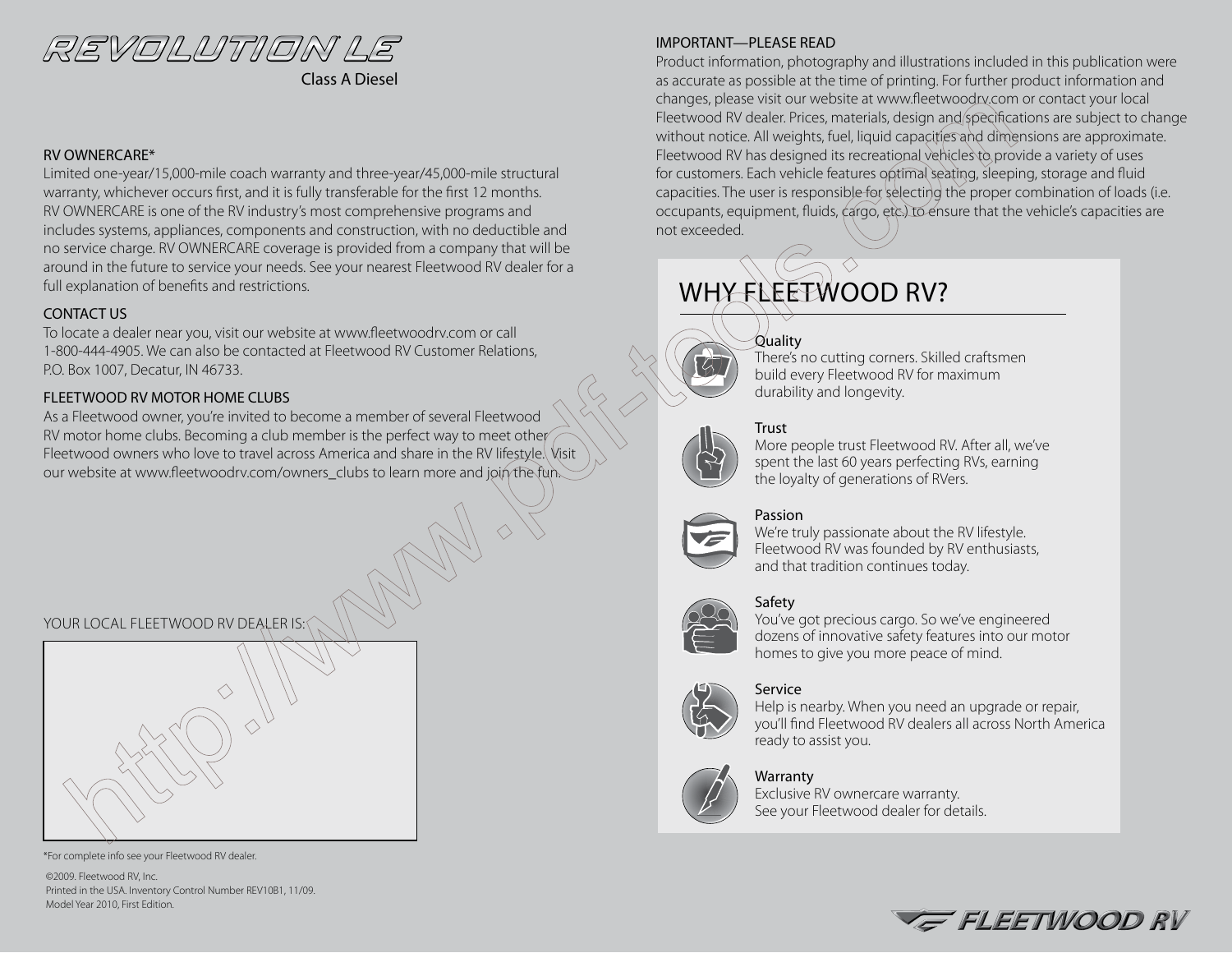# REVOLUTION LE

Class A Diesel

## RV OWNERCARE*

Limited one-year/15,000-mile coach warranty and three-year/45,000-mile structural warranty, whichever occurs first, and it is fully transferable for the first 12 months. RV OWNERCARE is one of the RV industry's most comprehensive programs and includes systems, appliances, components and construction, with no deductible and no service charge. RV OWNERCARE coverage is provided from a company that will be around in the future to service your needs. See your nearest Fleetwood RV dealer for a full explanation of benefits and restrictions.

## CONTACT US

To locate a dealer near you, visit our website at www.fleetwoodrv.com or call 1-800-444-4905. We can also be contacted at Fleetwood RV Customer Relations, P.O. Box 1007, Decatur, IN 46733.

## FLEETWOOD RV MOTOR HOME CLUBS

As a Fleetwood owner, you're invited to become a member of several Fleetwood RV motor home clubs. Becoming a club member is the perfect way to meet other Fleetwood owners who love to travel across America and share in the RV lifestyle. Visit our website at www.fleetwoodrv.com/owners_clubs to learn more and join the fun.

YOUR LOCAL FLEETWOOD RV DEALER IS:

*For complete info see your Fleetwood RV dealer.

©2009. Fleetwood RV, Inc.
Printed in the USA. Inventory Control Number REV10B1, 11/09.
Model Year 2010, First Edition.

## IMPORTANT—PLEASE READ

Product information, photography and illustrations included in this publication were as accurate as possible at the time of printing. For further product information and changes, please visit our website at www.fleetwoodrv.com or contact your local Fleetwood RV dealer. Prices, materials, design and specifications are subject to change without notice. All weights, fuel, liquid capacities and dimensions are approximate. Fleetwood RV has designed its recreational vehicles to provide a variety of uses for customers. Each vehicle features optimal seating, sleeping, storage and fluid capacities. The user is responsible for selecting the proper combination of loads (i.e. occupants, equipment, fluids, cargo, etc.) to ensure that the vehicle's capacities are not exceeded.

## WHY FLEETWOOD RV?

**Quality**
There's no cutting corners. Skilled craftsmen build every Fleetwood RV for maximum durability and longevity.

**Trust**
More people trust Fleetwood RV. After all, we've spent the last 60 years perfecting RVs, earning the loyalty of generations of RVers.

**Passion**
We're truly passionate about the RV lifestyle. Fleetwood RV was founded by RV enthusiasts, and that tradition continues today.

**Safety**
You've got precious cargo. So we've engineered dozens of innovative safety features into our motor homes to give you more peace of mind.

**Service**
Help is nearby. When you need an upgrade or repair, you'll find Fleetwood RV dealers all across North America ready to assist you.

**Warranty**
Exclusive RV ownercare warranty. See your Fleetwood dealer for details.

FLEETWOOD RV